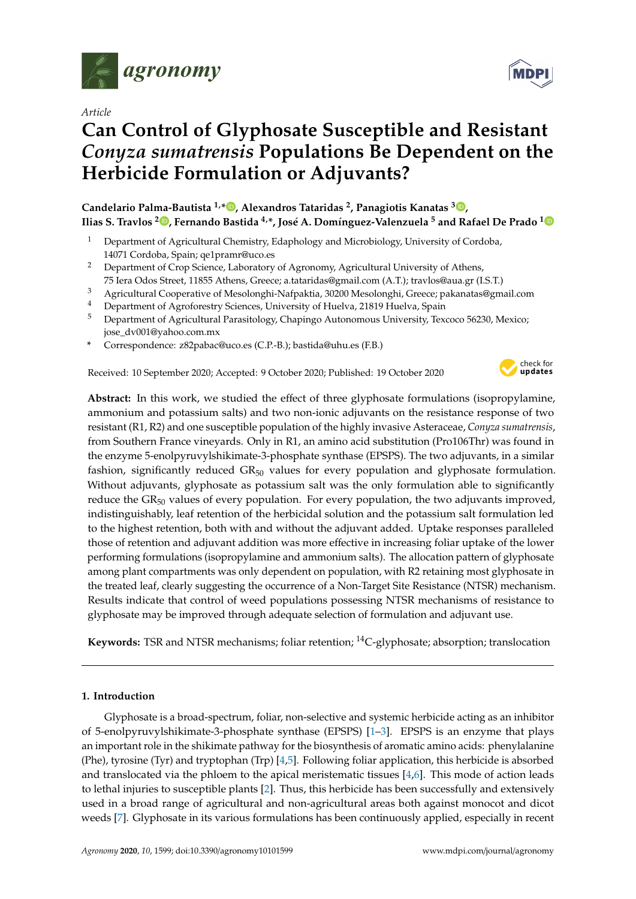*Article*

# Can Control of Glyphosate Susceptible and Resistant *Conyza sumatrensis* Populations Be Dependent on the Herbicide Formulation or Adjuvants?

**Candelario Palma-Bautista [1,*], Alexandros Tataridas [2], Panagiotis Kanatas [3], Ilias S. Travlos [2], Fernando Bastida [4,*], José A. Domínguez-Valenzuela [5] and Rafael De Prado [1]**

[1] Department of Agricultural Chemistry, Edaphology and Microbiology, University of Cordoba, 14071 Cordoba, Spain; qe1pramr@uco.es

[2] Department of Crop Science, Laboratory of Agronomy, Agricultural University of Athens, 75 Iera Odos Street, 11855 Athens, Greece; a.tataridas@gmail.com (A.T.); travlos@aua.gr (I.S.T.)

[3] Agricultural Cooperative of Mesolonghi-Nafpaktia, 30200 Mesolonghi, Greece; pakanatas@gmail.com

[4] Department of Agroforestry Sciences, University of Huelva, 21819 Huelva, Spain

[5] Department of Agricultural Parasitology, Chapingo Autonomous University, Texcoco 56230, Mexico; jose_dv001@yahoo.com.mx

\* Correspondence: z82pabac@uco.es (C.P.-B.); bastida@uhu.es (F.B.)

Received: 10 September 2020; Accepted: 9 October 2020; Published: 19 October 2020

**Abstract:** In this work, we studied the effect of three glyphosate formulations (isopropylamine, ammonium and potassium salts) and two non-ionic adjuvants on the resistance response of two resistant (R1, R2) and one susceptible population of the highly invasive Asteraceae, *Conyza sumatrensis*, from Southern France vineyards. Only in R1, an amino acid substitution (Pro106Thr) was found in the enzyme 5-enolpyruvylshikimate-3-phosphate synthase (EPSPS). The two adjuvants, in a similar fashion, significantly reduced $GR_{50}$ values for every population and glyphosate formulation. Without adjuvants, glyphosate as potassium salt was the only formulation able to significantly reduce the $GR_{50}$ values of every population. For every population, the two adjuvants improved, indistinguishably, leaf retention of the herbicidal solution and the potassium salt formulation led to the highest retention, both with and without the adjuvant added. Uptake responses paralleled those of retention and adjuvant addition was more effective in increasing foliar uptake of the lower performing formulations (isopropylamine and ammonium salts). The allocation pattern of glyphosate among plant compartments was only dependent on population, with R2 retaining most glyphosate in the treated leaf, clearly suggesting the occurrence of a Non-Target Site Resistance (NTSR) mechanism. Results indicate that control of weed populations possessing NTSR mechanisms of resistance to glyphosate may be improved through adequate selection of formulation and adjuvant use.

**Keywords:** TSR and NTSR mechanisms; foliar retention; $^{14}C$-glyphosate; absorption; translocation

## 1. Introduction

Glyphosate is a broad-spectrum, foliar, non-selective and systemic herbicide acting as an inhibitor of 5-enolpyruvylshikimate-3-phosphate synthase (EPSPS) [1–3]. EPSPS is an enzyme that plays an important role in the shikimate pathway for the biosynthesis of aromatic amino acids: phenylalanine (Phe), tyrosine (Tyr) and tryptophan (Trp) [4,5]. Following foliar application, this herbicide is absorbed and translocated via the phloem to the apical meristematic tissues [4,6]. This mode of action leads to lethal injuries to susceptible plants [2]. Thus, this herbicide has been successfully and extensively used in a broad range of agricultural and non-agricultural areas both against monocot and dicot weeds [7]. Glyphosate in its various formulations has been continuously applied, especially in recent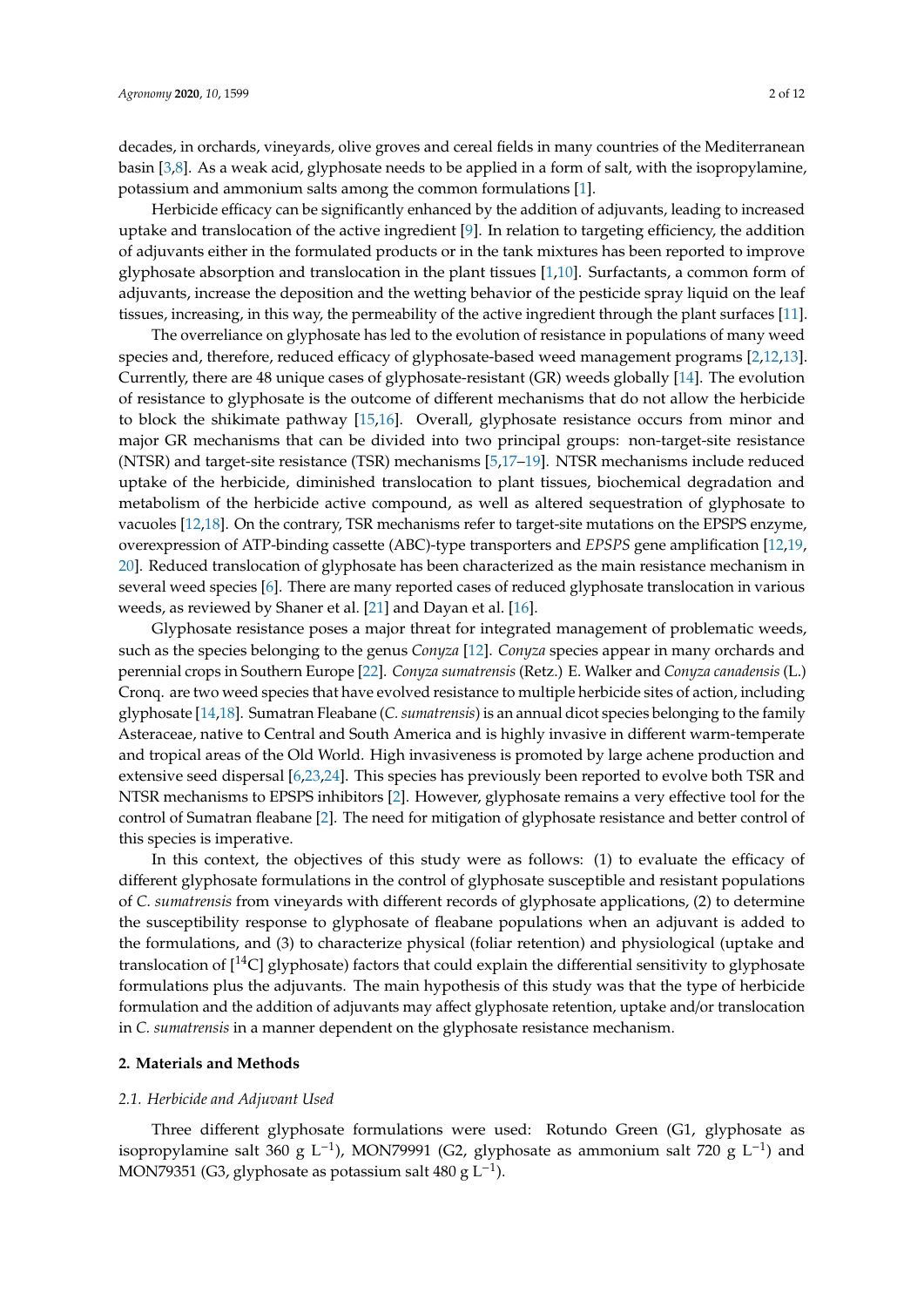decades, in orchards, vineyards, olive groves and cereal fields in many countries of the Mediterranean basin [3,8]. As a weak acid, glyphosate needs to be applied in a form of salt, with the isopropylamine, potassium and ammonium salts among the common formulations [1].

Herbicide efficacy can be significantly enhanced by the addition of adjuvants, leading to increased uptake and translocation of the active ingredient [9]. In relation to targeting efficiency, the addition of adjuvants either in the formulated products or in the tank mixtures has been reported to improve glyphosate absorption and translocation in the plant tissues [1,10]. Surfactants, a common form of adjuvants, increase the deposition and the wetting behavior of the pesticide spray liquid on the leaf tissues, increasing, in this way, the permeability of the active ingredient through the plant surfaces [11].

The overreliance on glyphosate has led to the evolution of resistance in populations of many weed species and, therefore, reduced efficacy of glyphosate-based weed management programs [2,12,13]. Currently, there are 48 unique cases of glyphosate-resistant (GR) weeds globally [14]. The evolution of resistance to glyphosate is the outcome of different mechanisms that do not allow the herbicide to block the shikimate pathway [15,16]. Overall, glyphosate resistance occurs from minor and major GR mechanisms that can be divided into two principal groups: non-target-site resistance (NTSR) and target-site resistance (TSR) mechanisms [5,17–19]. NTSR mechanisms include reduced uptake of the herbicide, diminished translocation to plant tissues, biochemical degradation and metabolism of the herbicide active compound, as well as altered sequestration of glyphosate to vacuoles [12,18]. On the contrary, TSR mechanisms refer to target-site mutations on the EPSPS enzyme, overexpression of ATP-binding cassette (ABC)-type transporters and *EPSPS* gene amplification [12,19,20]. Reduced translocation of glyphosate has been characterized as the main resistance mechanism in several weed species [6]. There are many reported cases of reduced glyphosate translocation in various weeds, as reviewed by Shaner et al. [21] and Dayan et al. [16].

Glyphosate resistance poses a major threat for integrated management of problematic weeds, such as the species belonging to the genus *Conyza* [12]. *Conyza* species appear in many orchards and perennial crops in Southern Europe [22]. *Conyza sumatrensis* (Retz.) E. Walker and *Conyza canadensis* (L.) Cronq. are two weed species that have evolved resistance to multiple herbicide sites of action, including glyphosate [14,18]. Sumatran Fleabane (*C. sumatrensis*) is an annual dicot species belonging to the family Asteraceae, native to Central and South America and is highly invasive in different warm-temperate and tropical areas of the Old World. High invasiveness is promoted by large achene production and extensive seed dispersal [6,23,24]. This species has previously been reported to evolve both TSR and NTSR mechanisms to EPSPS inhibitors [2]. However, glyphosate remains a very effective tool for the control of Sumatran fleabane [2]. The need for mitigation of glyphosate resistance and better control of this species is imperative.

In this context, the objectives of this study were as follows: (1) to evaluate the efficacy of different glyphosate formulations in the control of glyphosate susceptible and resistant populations of *C. sumatrensis* from vineyards with different records of glyphosate applications, (2) to determine the susceptibility response to glyphosate of fleabane populations when an adjuvant is added to the formulations, and (3) to characterize physical (foliar retention) and physiological (uptake and translocation of [$^{14}$C] glyphosate) factors that could explain the differential sensitivity to glyphosate formulations plus the adjuvants. The main hypothesis of this study was that the type of herbicide formulation and the addition of adjuvants may affect glyphosate retention, uptake and/or translocation in *C. sumatrensis* in a manner dependent on the glyphosate resistance mechanism.

## 2. Materials and Methods

### 2.1. Herbicide and Adjuvant Used

Three different glyphosate formulations were used: Rotundo Green (G1, glyphosate as isopropylamine salt 360 g $L^{-1}$), MON79991 (G2, glyphosate as ammonium salt 720 g $L^{-1}$) and MON79351 (G3, glyphosate as potassium salt 480 g $L^{-1}$).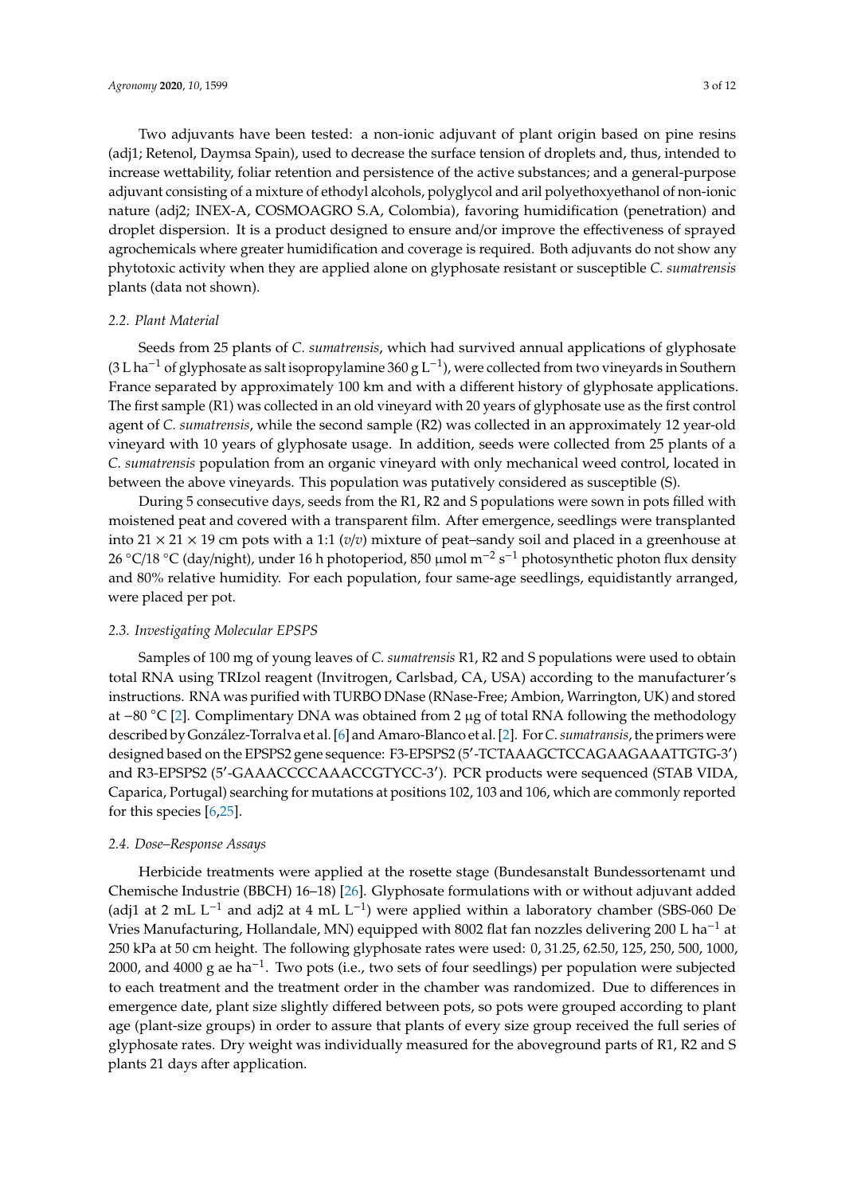Two adjuvants have been tested: a non-ionic adjuvant of plant origin based on pine resins (adj1; Retenol, Daymsa Spain), used to decrease the surface tension of droplets and, thus, intended to increase wettability, foliar retention and persistence of the active substances; and a general-purpose adjuvant consisting of a mixture of ethodyl alcohols, polyglycol and aril polyethoxyethanol of non-ionic nature (adj2; INEX-A, COSMOAGRO S.A, Colombia), favoring humidification (penetration) and droplet dispersion. It is a product designed to ensure and/or improve the effectiveness of sprayed agrochemicals where greater humidification and coverage is required. Both adjuvants do not show any phytotoxic activity when they are applied alone on glyphosate resistant or susceptible *C. sumatrensis* plants (data not shown).

### *2.2. Plant Material*

Seeds from 25 plants of *C. sumatrensis*, which had survived annual applications of glyphosate (3 L $ha^{-1}$ of glyphosate as salt isopropylamine 360 g $L^{-1}$), were collected from two vineyards in Southern France separated by approximately 100 km and with a different history of glyphosate applications. The first sample (R1) was collected in an old vineyard with 20 years of glyphosate use as the first control agent of *C. sumatrensis*, while the second sample (R2) was collected in an approximately 12 year-old vineyard with 10 years of glyphosate usage. In addition, seeds were collected from 25 plants of a *C. sumatrensis* population from an organic vineyard with only mechanical weed control, located in between the above vineyards. This population was putatively considered as susceptible (S).

During 5 consecutive days, seeds from the R1, R2 and S populations were sown in pots filled with moistened peat and covered with a transparent film. After emergence, seedlings were transplanted into 21 × 21 × 19 cm pots with a 1:1 (*v*/*v*) mixture of peat–sandy soil and placed in a greenhouse at 26 °C/18 °C (day/night), under 16 h photoperiod, 850 μmol $m^{-2}$ $s^{-1}$ photosynthetic photon flux density and 80% relative humidity. For each population, four same-age seedlings, equidistantly arranged, were placed per pot.

### *2.3. Investigating Molecular EPSPS*

Samples of 100 mg of young leaves of *C. sumatrensis* R1, R2 and S populations were used to obtain total RNA using TRIzol reagent (Invitrogen, Carlsbad, CA, USA) according to the manufacturer's instructions. RNA was purified with TURBO DNase (RNase-Free; Ambion, Warrington, UK) and stored at −80 °C [2]. Complimentary DNA was obtained from 2 μg of total RNA following the methodology described by González-Torralva et al. [6] and Amaro-Blanco et al. [2]. For *C. sumatransis*, the primers were designed based on the EPSPS2 gene sequence: F3-EPSPS2 (5′-TCTAAAGCTCCAGAAGAAATTGTG-3′) and R3-EPSPS2 (5′-GAAACCCCAAACCGTYCC-3′). PCR products were sequenced (STAB VIDA, Caparica, Portugal) searching for mutations at positions 102, 103 and 106, which are commonly reported for this species [6,25].

### *2.4. Dose–Response Assays*

Herbicide treatments were applied at the rosette stage (Bundesanstalt Bundessortenamt und Chemische Industrie (BBCH) 16–18) [26]. Glyphosate formulations with or without adjuvant added (adj1 at 2 mL $L^{-1}$ and adj2 at 4 mL $L^{-1}$) were applied within a laboratory chamber (SBS-060 De Vries Manufacturing, Hollandale, MN) equipped with 8002 flat fan nozzles delivering 200 L $ha^{-1}$ at 250 kPa at 50 cm height. The following glyphosate rates were used: 0, 31.25, 62.50, 125, 250, 500, 1000, 2000, and 4000 g ae $ha^{-1}$. Two pots (i.e., two sets of four seedlings) per population were subjected to each treatment and the treatment order in the chamber was randomized. Due to differences in emergence date, plant size slightly differed between pots, so pots were grouped according to plant age (plant-size groups) in order to assure that plants of every size group received the full series of glyphosate rates. Dry weight was individually measured for the aboveground parts of R1, R2 and S plants 21 days after application.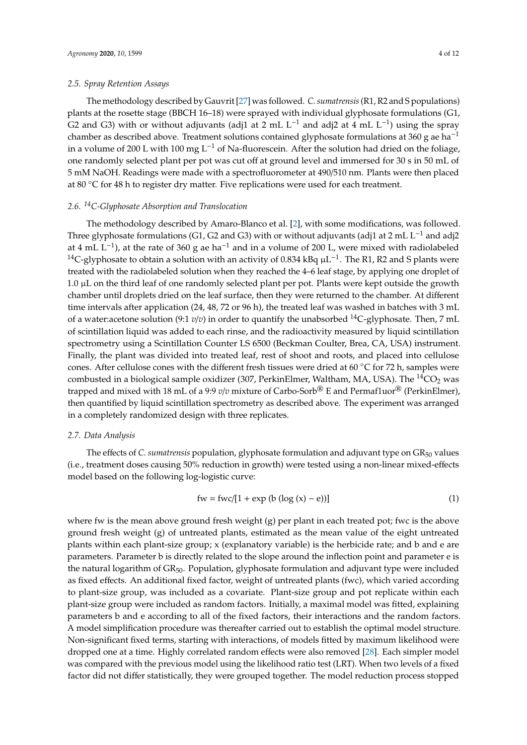### 2.5. Spray Retention Assays

The methodology described by Gauvrit [27] was followed. *C. sumatrensis* (R1, R2 and S populations) plants at the rosette stage (BBCH 16–18) were sprayed with individual glyphosate formulations (G1, G2 and G3) with or without adjuvants (adj1 at 2 mL $L^{-1}$ and adj2 at 4 mL $L^{-1}$) using the spray chamber as described above. Treatment solutions contained glyphosate formulations at 360 g ae $ha^{-1}$ in a volume of 200 L with 100 mg $L^{-1}$ of Na-fluorescein. After the solution had dried on the foliage, one randomly selected plant per pot was cut off at ground level and immersed for 30 s in 50 mL of 5 mM NaOH. Readings were made with a spectrofluorometer at 490/510 nm. Plants were then placed at 80 °C for 48 h to register dry matter. Five replications were used for each treatment.

### 2.6. $^{14}$C-Glyphosate Absorption and Translocation

The methodology described by Amaro-Blanco et al. [2], with some modifications, was followed. Three glyphosate formulations (G1, G2 and G3) with or without adjuvants (adj1 at 2 mL $L^{-1}$ and adj2 at 4 mL $L^{-1}$), at the rate of 360 g ae $ha^{-1}$ and in a volume of 200 L, were mixed with radiolabeled $^{14}$C-glyphosate to obtain a solution with an activity of 0.834 kBq $\mu L^{-1}$. The R1, R2 and S plants were treated with the radiolabeled solution when they reached the 4–6 leaf stage, by applying one droplet of 1.0 μL on the third leaf of one randomly selected plant per pot. Plants were kept outside the growth chamber until droplets dried on the leaf surface, then they were returned to the chamber. At different time intervals after application (24, 48, 72 or 96 h), the treated leaf was washed in batches with 3 mL of a water:acetone solution (9:1 *v*/*v*) in order to quantify the unabsorbed $^{14}$C-glyphosate. Then, 7 mL of scintillation liquid was added to each rinse, and the radioactivity measured by liquid scintillation spectrometry using a Scintillation Counter LS 6500 (Beckman Coulter, Brea, CA, USA) instrument. Finally, the plant was divided into treated leaf, rest of shoot and roots, and placed into cellulose cones. After cellulose cones with the different fresh tissues were dried at 60 °C for 72 h, samples were combusted in a biological sample oxidizer (307, PerkinElmer, Waltham, MA, USA). The $^{14}CO_2$ was trapped and mixed with 18 mL of a 9:9 *v*/*v* mixture of Carbo-Sorb® E and Permaf1uor® (PerkinElmer), then quantified by liquid scintillation spectrometry as described above. The experiment was arranged in a completely randomized design with three replicates.

### 2.7. Data Analysis

The effects of *C. sumatrensis* population, glyphosate formulation and adjuvant type on $GR_{50}$ values (i.e., treatment doses causing 50% reduction in growth) were tested using a non-linear mixed-effects model based on the following log-logistic curve:

$$\text{fw} = \text{fwc}/[1 + \exp\left(\text{b}\left(\log\left(\text{x}\right) - \text{e}\right)\right)] \tag{1}$$

where fw is the mean above ground fresh weight (g) per plant in each treated pot; fwc is the above ground fresh weight (g) of untreated plants, estimated as the mean value of the eight untreated plants within each plant-size group; x (explanatory variable) is the herbicide rate; and b and e are parameters. Parameter b is directly related to the slope around the inflection point and parameter e is the natural logarithm of $GR_{50}$. Population, glyphosate formulation and adjuvant type were included as fixed effects. An additional fixed factor, weight of untreated plants (fwc), which varied according to plant-size group, was included as a covariate. Plant-size group and pot replicate within each plant-size group were included as random factors. Initially, a maximal model was fitted, explaining parameters b and e according to all of the fixed factors, their interactions and the random factors. A model simplification procedure was thereafter carried out to establish the optimal model structure. Non-significant fixed terms, starting with interactions, of models fitted by maximum likelihood were dropped one at a time. Highly correlated random effects were also removed [28]. Each simpler model was compared with the previous model using the likelihood ratio test (LRT). When two levels of a fixed factor did not differ statistically, they were grouped together. The model reduction process stopped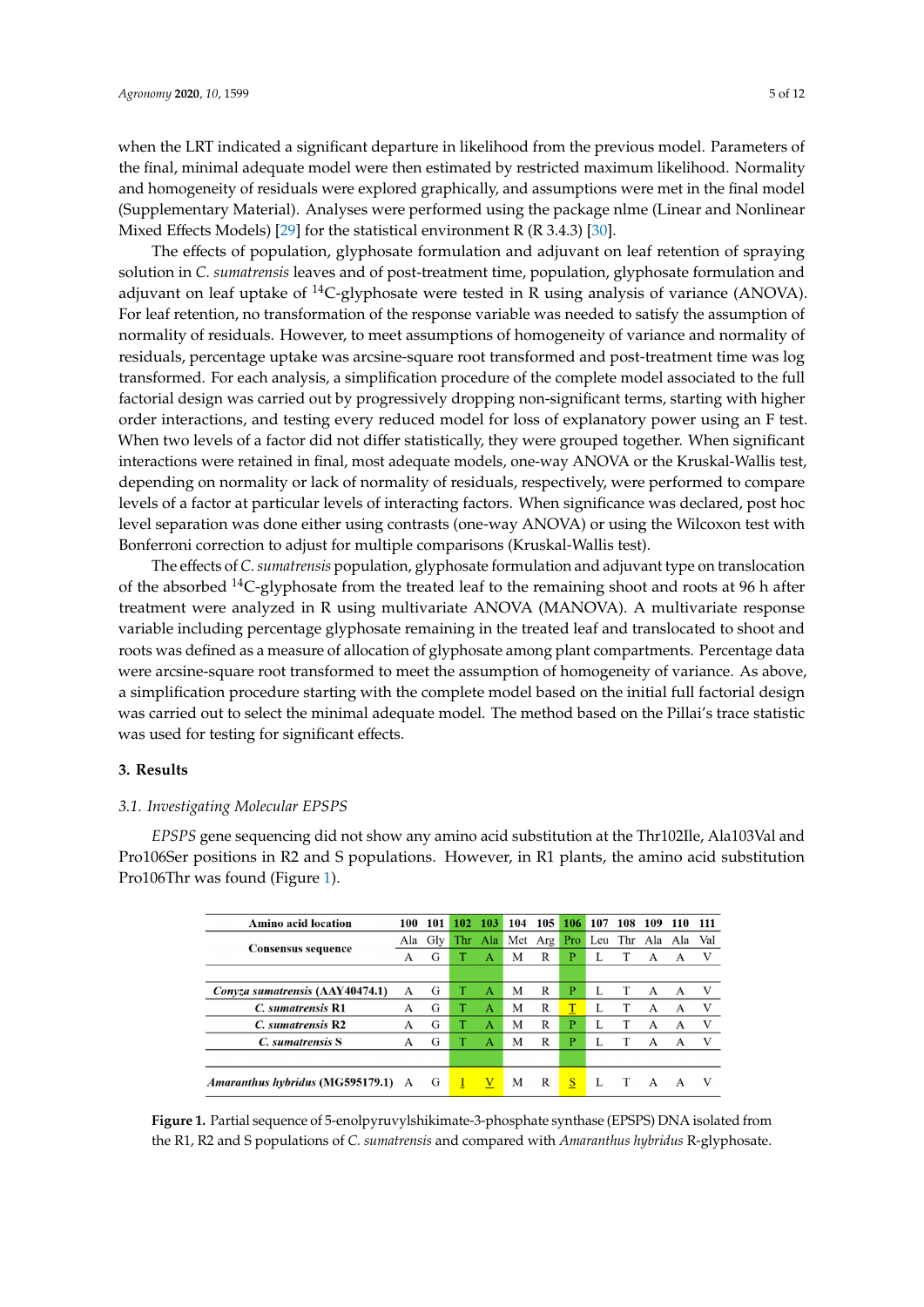when the LRT indicated a significant departure in likelihood from the previous model. Parameters of the final, minimal adequate model were then estimated by restricted maximum likelihood. Normality and homogeneity of residuals were explored graphically, and assumptions were met in the final model (Supplementary Material). Analyses were performed using the package nlme (Linear and Nonlinear Mixed Effects Models) [29] for the statistical environment R (R 3.4.3) [30].

The effects of population, glyphosate formulation and adjuvant on leaf retention of spraying solution in *C. sumatrensis* leaves and of post-treatment time, population, glyphosate formulation and adjuvant on leaf uptake of $^{14}$C-glyphosate were tested in R using analysis of variance (ANOVA). For leaf retention, no transformation of the response variable was needed to satisfy the assumption of normality of residuals. However, to meet assumptions of homogeneity of variance and normality of residuals, percentage uptake was arcsine-square root transformed and post-treatment time was log transformed. For each analysis, a simplification procedure of the complete model associated to the full factorial design was carried out by progressively dropping non-significant terms, starting with higher order interactions, and testing every reduced model for loss of explanatory power using an F test. When two levels of a factor did not differ statistically, they were grouped together. When significant interactions were retained in final, most adequate models, one-way ANOVA or the Kruskal-Wallis test, depending on normality or lack of normality of residuals, respectively, were performed to compare levels of a factor at particular levels of interacting factors. When significance was declared, post hoc level separation was done either using contrasts (one-way ANOVA) or using the Wilcoxon test with Bonferroni correction to adjust for multiple comparisons (Kruskal-Wallis test).

The effects of *C. sumatrensis* population, glyphosate formulation and adjuvant type on translocation of the absorbed $^{14}$C-glyphosate from the treated leaf to the remaining shoot and roots at 96 h after treatment were analyzed in R using multivariate ANOVA (MANOVA). A multivariate response variable including percentage glyphosate remaining in the treated leaf and translocated to shoot and roots was defined as a measure of allocation of glyphosate among plant compartments. Percentage data were arcsine-square root transformed to meet the assumption of homogeneity of variance. As above, a simplification procedure starting with the complete model based on the initial full factorial design was carried out to select the minimal adequate model. The method based on the Pillai's trace statistic was used for testing for significant effects.

## 3. Results

### 3.1. Investigating Molecular EPSPS

*EPSPS* gene sequencing did not show any amino acid substitution at the Thr102Ile, Ala103Val and Pro106Ser positions in R2 and S populations. However, in R1 plants, the amino acid substitution Pro106Thr was found (Figure 1).

| Amino acid location | 100 | 101 | 102 | 103 | 104 | 105 | 106 | 107 | 108 | 109 | 110 | 111 |
|---|---|---|---|---|---|---|---|---|---|---|---|---|
| Consensus sequence | Ala | Gly | Thr | Ala | Met | Arg | Pro | Leu | Thr | Ala | Ala | Val |
| | A | G | T | A | M | R | P | L | T | A | A | V |
| *Conyza sumatrensis* (AAY40474.1) | A | G | T | A | M | R | P | L | T | A | A | V |
| *C. sumatrensis* R1 | A | G | T | A | M | R | T | L | T | A | A | V |
| *C. sumatrensis* R2 | A | G | T | A | M | R | P | L | T | A | A | V |
| *C. sumatrensis* S | A | G | T | A | M | R | P | L | T | A | A | V |
| *Amaranthus hybridus* (MG595179.1) | A | G | I | V | M | R | S | L | T | A | A | V |

**Figure 1.** Partial sequence of 5-enolpyruvylshikimate-3-phosphate synthase (EPSPS) DNA isolated from the R1, R2 and S populations of *C. sumatrensis* and compared with *Amaranthus hybridus* R-glyphosate.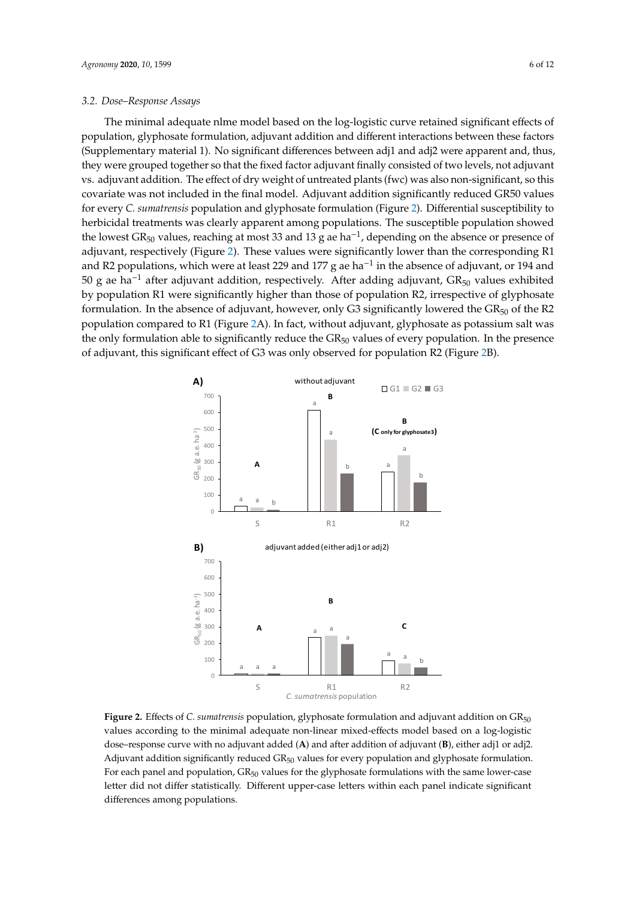### 3.2. Dose–Response Assays

The minimal adequate nlme model based on the log-logistic curve retained significant effects of population, glyphosate formulation, adjuvant addition and different interactions between these factors (Supplementary material 1). No significant differences between adj1 and adj2 were apparent and, thus, they were grouped together so that the fixed factor adjuvant finally consisted of two levels, not adjuvant vs. adjuvant addition. The effect of dry weight of untreated plants (fwc) was also non-significant, so this covariate was not included in the final model. Adjuvant addition significantly reduced GR50 values for every *C. sumatrensis* population and glyphosate formulation (Figure 2). Differential susceptibility to herbicidal treatments was clearly apparent among populations. The susceptible population showed the lowest $GR_{50}$ values, reaching at most 33 and 13 g ae ha$^{-1}$, depending on the absence or presence of adjuvant, respectively (Figure 2). These values were significantly lower than the corresponding R1 and R2 populations, which were at least 229 and 177 g ae ha$^{-1}$ in the absence of adjuvant, or 194 and 50 g ae ha$^{-1}$ after adjuvant addition, respectively. After adding adjuvant, $GR_{50}$ values exhibited by population R1 were significantly higher than those of population R2, irrespective of glyphosate formulation. In the absence of adjuvant, however, only G3 significantly lowered the $GR_{50}$ of the R2 population compared to R1 (Figure 2A). In fact, without adjuvant, glyphosate as potassium salt was the only formulation able to significantly reduce the $GR_{50}$ values of every population. In the presence of adjuvant, this significant effect of G3 was only observed for population R2 (Figure 2B).

**Figure 2.** Effects of *C. sumatrensis* population, glyphosate formulation and adjuvant addition on $GR_{50}$ values according to the minimal adequate non-linear mixed-effects model based on a log-logistic dose–response curve with no adjuvant added (**A**) and after addition of adjuvant (**B**), either adj1 or adj2. Adjuvant addition significantly reduced $GR_{50}$ values for every population and glyphosate formulation. For each panel and population, $GR_{50}$ values for the glyphosate formulations with the same lower-case letter did not differ statistically. Different upper-case letters within each panel indicate significant differences among populations.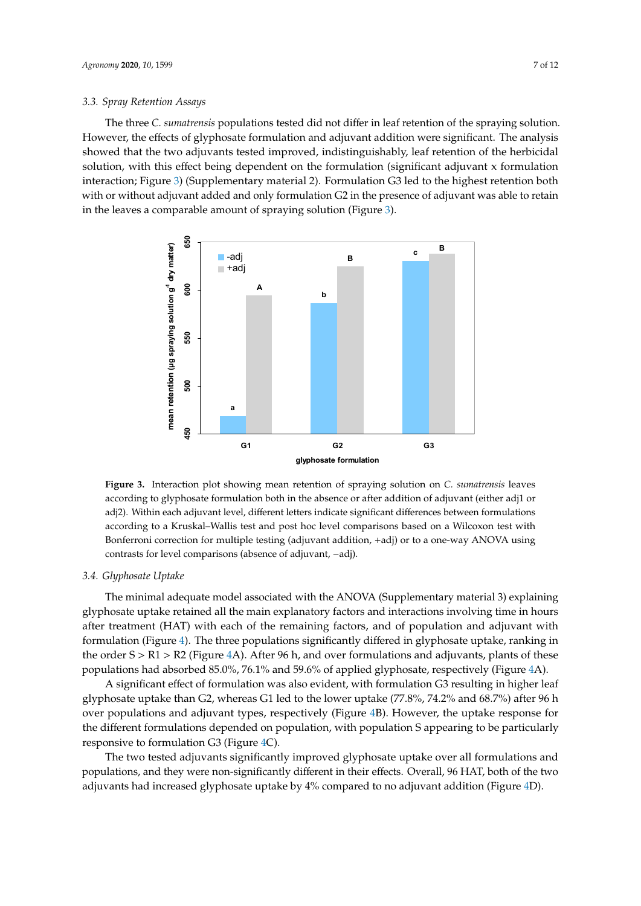### 3.3. Spray Retention Assays

The three *C. sumatrensis* populations tested did not differ in leaf retention of the spraying solution. However, the effects of glyphosate formulation and adjuvant addition were significant. The analysis showed that the two adjuvants tested improved, indistinguishably, leaf retention of the herbicidal solution, with this effect being dependent on the formulation (significant adjuvant x formulation interaction; Figure 3) (Supplementary material 2). Formulation G3 led to the highest retention both with or without adjuvant added and only formulation G2 in the presence of adjuvant was able to retain in the leaves a comparable amount of spraying solution (Figure 3).

**Figure 3.** Interaction plot showing mean retention of spraying solution on *C. sumatrensis* leaves according to glyphosate formulation both in the absence or after addition of adjuvant (either adj1 or adj2). Within each adjuvant level, different letters indicate significant differences between formulations according to a Kruskal–Wallis test and post hoc level comparisons based on a Wilcoxon test with Bonferroni correction for multiple testing (adjuvant addition, +adj) or to a one-way ANOVA using contrasts for level comparisons (absence of adjuvant, −adj).

### 3.4. Glyphosate Uptake

The minimal adequate model associated with the ANOVA (Supplementary material 3) explaining glyphosate uptake retained all the main explanatory factors and interactions involving time in hours after treatment (HAT) with each of the remaining factors, and of population and adjuvant with formulation (Figure 4). The three populations significantly differed in glyphosate uptake, ranking in the order S > R1 > R2 (Figure 4A). After 96 h, and over formulations and adjuvants, plants of these populations had absorbed 85.0%, 76.1% and 59.6% of applied glyphosate, respectively (Figure 4A).

A significant effect of formulation was also evident, with formulation G3 resulting in higher leaf glyphosate uptake than G2, whereas G1 led to the lower uptake (77.8%, 74.2% and 68.7%) after 96 h over populations and adjuvant types, respectively (Figure 4B). However, the uptake response for the different formulations depended on population, with population S appearing to be particularly responsive to formulation G3 (Figure 4C).

The two tested adjuvants significantly improved glyphosate uptake over all formulations and populations, and they were non-significantly different in their effects. Overall, 96 HAT, both of the two adjuvants had increased glyphosate uptake by 4% compared to no adjuvant addition (Figure 4D).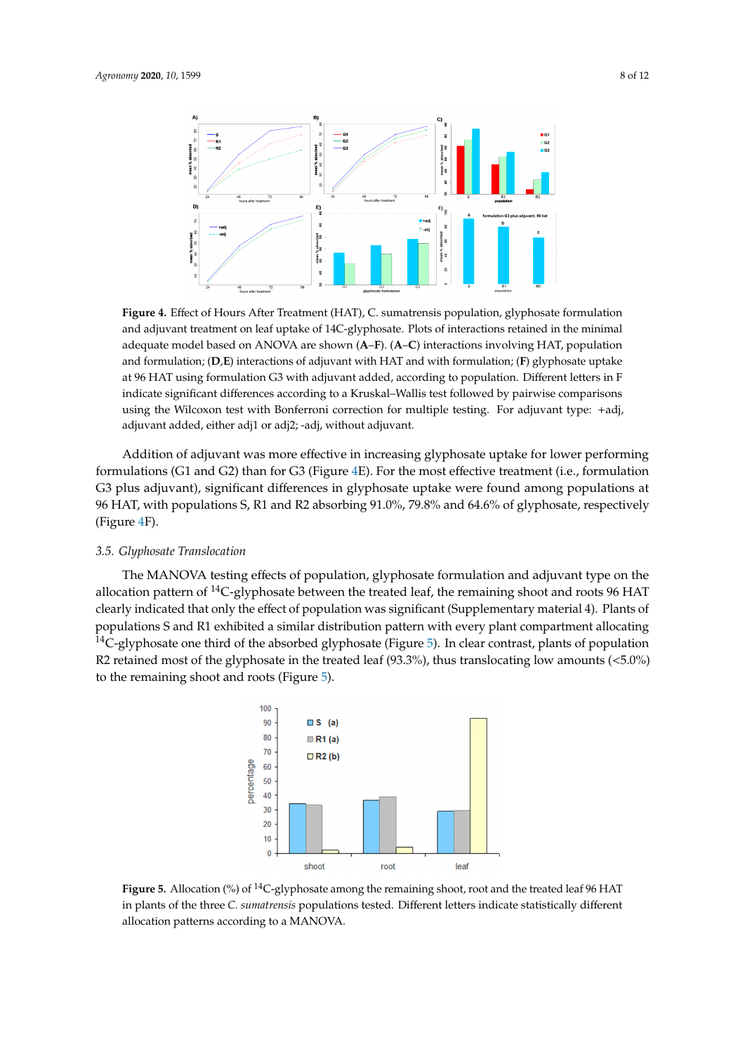**Figure 4.** Effect of Hours After Treatment (HAT), C. sumatrensis population, glyphosate formulation and adjuvant treatment on leaf uptake of 14C-glyphosate. Plots of interactions retained in the minimal adequate model based on ANOVA are shown (**A**–**F**). (**A**–**C**) interactions involving HAT, population and formulation; (**D**,**E**) interactions of adjuvant with HAT and with formulation; (**F**) glyphosate uptake at 96 HAT using formulation G3 with adjuvant added, according to population. Different letters in F indicate significant differences according to a Kruskal–Wallis test followed by pairwise comparisons using the Wilcoxon test with Bonferroni correction for multiple testing. For adjuvant type: +adj, adjuvant added, either adj1 or adj2; -adj, without adjuvant.

Addition of adjuvant was more effective in increasing glyphosate uptake for lower performing formulations (G1 and G2) than for G3 (Figure 4E). For the most effective treatment (i.e., formulation G3 plus adjuvant), significant differences in glyphosate uptake were found among populations at 96 HAT, with populations S, R1 and R2 absorbing 91.0%, 79.8% and 64.6% of glyphosate, respectively (Figure 4F).

### 3.5. Glyphosate Translocation

The MANOVA testing effects of population, glyphosate formulation and adjuvant type on the allocation pattern of $^{14}$C-glyphosate between the treated leaf, the remaining shoot and roots 96 HAT clearly indicated that only the effect of population was significant (Supplementary material 4). Plants of populations S and R1 exhibited a similar distribution pattern with every plant compartment allocating $^{14}$C-glyphosate one third of the absorbed glyphosate (Figure 5). In clear contrast, plants of population R2 retained most of the glyphosate in the treated leaf (93.3%), thus translocating low amounts (<5.0%) to the remaining shoot and roots (Figure 5).

**Figure 5.** Allocation (%) of $^{14}$C-glyphosate among the remaining shoot, root and the treated leaf 96 HAT in plants of the three *C. sumatrensis* populations tested. Different letters indicate statistically different allocation patterns according to a MANOVA.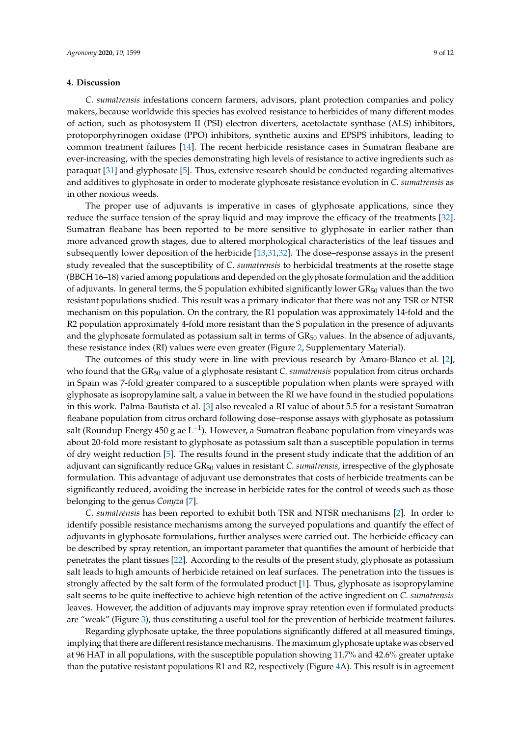## 4. Discussion

*C. sumatrensis* infestations concern farmers, advisors, plant protection companies and policy makers, because worldwide this species has evolved resistance to herbicides of many different modes of action, such as photosystem II (PSI) electron diverters, acetolactate synthase (ALS) inhibitors, protoporphyrinogen oxidase (PPO) inhibitors, synthetic auxins and EPSPS inhibitors, leading to common treatment failures [14]. The recent herbicide resistance cases in Sumatran fleabane are ever-increasing, with the species demonstrating high levels of resistance to active ingredients such as paraquat [31] and glyphosate [5]. Thus, extensive research should be conducted regarding alternatives and additives to glyphosate in order to moderate glyphosate resistance evolution in *C. sumatrensis* as in other noxious weeds.

The proper use of adjuvants is imperative in cases of glyphosate applications, since they reduce the surface tension of the spray liquid and may improve the efficacy of the treatments [32]. Sumatran fleabane has been reported to be more sensitive to glyphosate in earlier rather than more advanced growth stages, due to altered morphological characteristics of the leaf tissues and subsequently lower deposition of the herbicide [13,31,32]. The dose–response assays in the present study revealed that the susceptibility of *C. sumatrensis* to herbicidal treatments at the rosette stage (BBCH 16–18) varied among populations and depended on the glyphosate formulation and the addition of adjuvants. In general terms, the S population exhibited significantly lower $GR_{50}$ values than the two resistant populations studied. This result was a primary indicator that there was not any TSR or NTSR mechanism on this population. On the contrary, the R1 population was approximately 14-fold and the R2 population approximately 4-fold more resistant than the S population in the presence of adjuvants and the glyphosate formulated as potassium salt in terms of $GR_{50}$ values. In the absence of adjuvants, these resistance index (RI) values were even greater (Figure 2, Supplementary Material).

The outcomes of this study were in line with previous research by Amaro-Blanco et al. [2], who found that the $GR_{50}$ value of a glyphosate resistant *C. sumatrensis* population from citrus orchards in Spain was 7-fold greater compared to a susceptible population when plants were sprayed with glyphosate as isopropylamine salt, a value in between the RI we have found in the studied populations in this work. Palma-Bautista et al. [3] also revealed a RI value of about 5.5 for a resistant Sumatran fleabane population from citrus orchard following dose–response assays with glyphosate as potassium salt (Roundup Energy 450 g ae $L^{-1}$). However, a Sumatran fleabane population from vineyards was about 20-fold more resistant to glyphosate as potassium salt than a susceptible population in terms of dry weight reduction [5]. The results found in the present study indicate that the addition of an adjuvant can significantly reduce $GR_{50}$ values in resistant *C. sumatrensis*, irrespective of the glyphosate formulation. This advantage of adjuvant use demonstrates that costs of herbicide treatments can be significantly reduced, avoiding the increase in herbicide rates for the control of weeds such as those belonging to the genus *Conyza* [7].

*C. sumatrensis* has been reported to exhibit both TSR and NTSR mechanisms [2]. In order to identify possible resistance mechanisms among the surveyed populations and quantify the effect of adjuvants in glyphosate formulations, further analyses were carried out. The herbicide efficacy can be described by spray retention, an important parameter that quantifies the amount of herbicide that penetrates the plant tissues [22]. According to the results of the present study, glyphosate as potassium salt leads to high amounts of herbicide retained on leaf surfaces. The penetration into the tissues is strongly affected by the salt form of the formulated product [1]. Thus, glyphosate as isopropylamine salt seems to be quite ineffective to achieve high retention of the active ingredient on *C. sumatrensis* leaves. However, the addition of adjuvants may improve spray retention even if formulated products are "weak" (Figure 3), thus constituting a useful tool for the prevention of herbicide treatment failures.

Regarding glyphosate uptake, the three populations significantly differed at all measured timings, implying that there are different resistance mechanisms. The maximum glyphosate uptake was observed at 96 HAT in all populations, with the susceptible population showing 11.7% and 42.6% greater uptake than the putative resistant populations R1 and R2, respectively (Figure 4A). This result is in agreement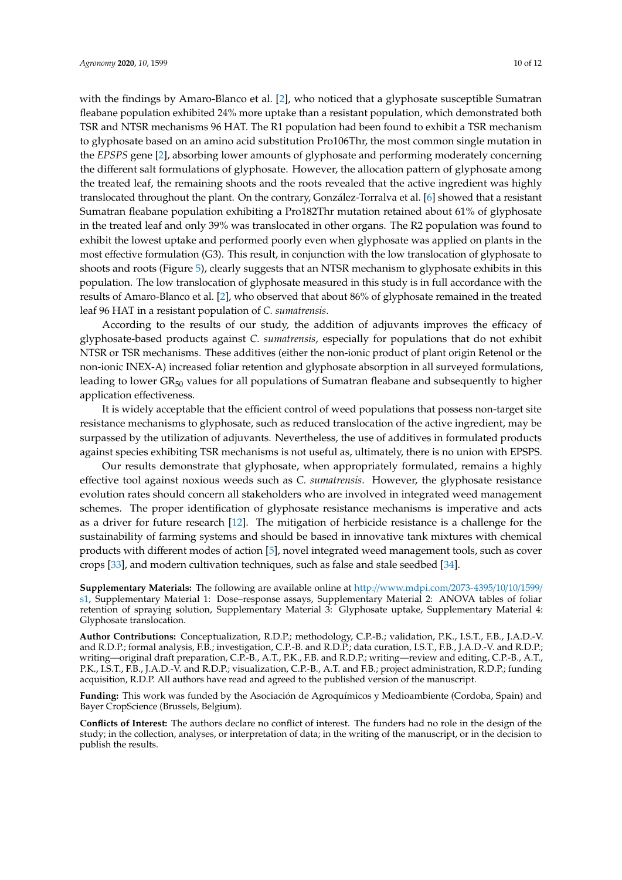with the findings by Amaro-Blanco et al. [2], who noticed that a glyphosate susceptible Sumatran fleabane population exhibited 24% more uptake than a resistant population, which demonstrated both TSR and NTSR mechanisms 96 HAT. The R1 population had been found to exhibit a TSR mechanism to glyphosate based on an amino acid substitution Pro106Thr, the most common single mutation in the *EPSPS* gene [2], absorbing lower amounts of glyphosate and performing moderately concerning the different salt formulations of glyphosate. However, the allocation pattern of glyphosate among the treated leaf, the remaining shoots and the roots revealed that the active ingredient was highly translocated throughout the plant. On the contrary, González-Torralva et al. [6] showed that a resistant Sumatran fleabane population exhibiting a Pro182Thr mutation retained about 61% of glyphosate in the treated leaf and only 39% was translocated in other organs. The R2 population was found to exhibit the lowest uptake and performed poorly even when glyphosate was applied on plants in the most effective formulation (G3). This result, in conjunction with the low translocation of glyphosate to shoots and roots (Figure 5), clearly suggests that an NTSR mechanism to glyphosate exhibits in this population. The low translocation of glyphosate measured in this study is in full accordance with the results of Amaro-Blanco et al. [2], who observed that about 86% of glyphosate remained in the treated leaf 96 HAT in a resistant population of *C. sumatrensis*.

According to the results of our study, the addition of adjuvants improves the efficacy of glyphosate-based products against *C. sumatrensis*, especially for populations that do not exhibit NTSR or TSR mechanisms. These additives (either the non-ionic product of plant origin Retenol or the non-ionic INEX-A) increased foliar retention and glyphosate absorption in all surveyed formulations, leading to lower $GR_{50}$ values for all populations of Sumatran fleabane and subsequently to higher application effectiveness.

It is widely acceptable that the efficient control of weed populations that possess non-target site resistance mechanisms to glyphosate, such as reduced translocation of the active ingredient, may be surpassed by the utilization of adjuvants. Nevertheless, the use of additives in formulated products against species exhibiting TSR mechanisms is not useful as, ultimately, there is no union with EPSPS.

Our results demonstrate that glyphosate, when appropriately formulated, remains a highly effective tool against noxious weeds such as *C. sumatrensis*. However, the glyphosate resistance evolution rates should concern all stakeholders who are involved in integrated weed management schemes. The proper identification of glyphosate resistance mechanisms is imperative and acts as a driver for future research [12]. The mitigation of herbicide resistance is a challenge for the sustainability of farming systems and should be based in innovative tank mixtures with chemical products with different modes of action [5], novel integrated weed management tools, such as cover crops [33], and modern cultivation techniques, such as false and stale seedbed [34].

**Supplementary Materials:** The following are available online at http://www.mdpi.com/2073-4395/10/10/1599/s1, Supplementary Material 1: Dose–response assays, Supplementary Material 2: ANOVA tables of foliar retention of spraying solution, Supplementary Material 3: Glyphosate uptake, Supplementary Material 4: Glyphosate translocation.

**Author Contributions:** Conceptualization, R.D.P.; methodology, C.P.-B.; validation, P.K., I.S.T., F.B., J.A.D.-V. and R.D.P.; formal analysis, F.B.; investigation, C.P.-B. and R.D.P.; data curation, I.S.T., F.B., J.A.D.-V. and R.D.P.; writing—original draft preparation, C.P.-B., A.T., P.K., F.B. and R.D.P.; writing—review and editing, C.P.-B., A.T., P.K., I.S.T., F.B., J.A.D.-V. and R.D.P.; visualization, C.P.-B., A.T. and F.B.; project administration, R.D.P.; funding acquisition, R.D.P. All authors have read and agreed to the published version of the manuscript.

**Funding:** This work was funded by the Asociación de Agroquímicos y Medioambiente (Cordoba, Spain) and Bayer CropScience (Brussels, Belgium).

**Conflicts of Interest:** The authors declare no conflict of interest. The funders had no role in the design of the study; in the collection, analyses, or interpretation of data; in the writing of the manuscript, or in the decision to publish the results.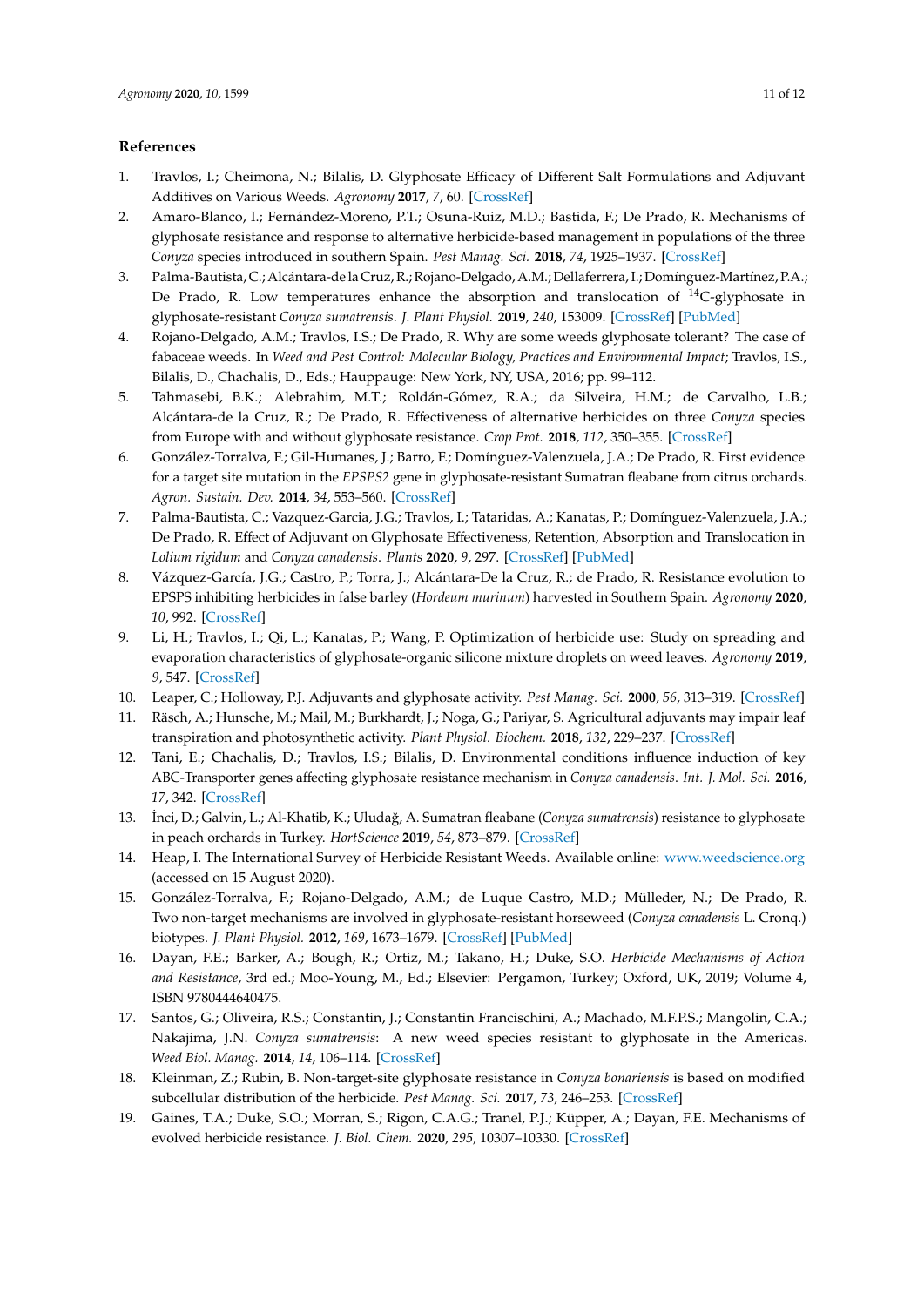## References

1. Travlos, I.; Cheimona, N.; Bilalis, D. Glyphosate Efficacy of Different Salt Formulations and Adjuvant Additives on Various Weeds. *Agronomy* **2017**, *7*, 60. [CrossRef]
2. Amaro-Blanco, I.; Fernández-Moreno, P.T.; Osuna-Ruiz, M.D.; Bastida, F.; De Prado, R. Mechanisms of glyphosate resistance and response to alternative herbicide-based management in populations of the three *Conyza* species introduced in southern Spain. *Pest Manag. Sci.* **2018**, *74*, 1925–1937. [CrossRef]
3. Palma-Bautista, C.; Alcántara-de la Cruz, R.; Rojano-Delgado, A.M.; Dellaferrera, I.; Domínguez-Martínez, P.A.; De Prado, R. Low temperatures enhance the absorption and translocation of $^{14}$C-glyphosate in glyphosate-resistant *Conyza sumatrensis*. *J. Plant Physiol.* **2019**, *240*, 153009. [CrossRef] [PubMed]
4. Rojano-Delgado, A.M.; Travlos, I.S.; De Prado, R. Why are some weeds glyphosate tolerant? The case of fabaceae weeds. In *Weed and Pest Control: Molecular Biology, Practices and Environmental Impact*; Travlos, I.S., Bilalis, D., Chachalis, D., Eds.; Hauppauge: New York, NY, USA, 2016; pp. 99–112.
5. Tahmasebi, B.K.; Alebrahim, M.T.; Roldán-Gómez, R.A.; da Silveira, H.M.; de Carvalho, L.B.; Alcántara-de la Cruz, R.; De Prado, R. Effectiveness of alternative herbicides on three *Conyza* species from Europe with and without glyphosate resistance. *Crop Prot.* **2018**, *112*, 350–355. [CrossRef]
6. González-Torralva, F.; Gil-Humanes, J.; Barro, F.; Domínguez-Valenzuela, J.A.; De Prado, R. First evidence for a target site mutation in the *EPSPS2* gene in glyphosate-resistant Sumatran fleabane from citrus orchards. *Agron. Sustain. Dev.* **2014**, *34*, 553–560. [CrossRef]
7. Palma-Bautista, C.; Vazquez-Garcia, J.G.; Travlos, I.; Tataridas, A.; Kanatas, P.; Domínguez-Valenzuela, J.A.; De Prado, R. Effect of Adjuvant on Glyphosate Effectiveness, Retention, Absorption and Translocation in *Lolium rigidum* and *Conyza canadensis*. *Plants* **2020**, *9*, 297. [CrossRef] [PubMed]
8. Vázquez-García, J.G.; Castro, P.; Torra, J.; Alcántara-De la Cruz, R.; de Prado, R. Resistance evolution to EPSPS inhibiting herbicides in false barley (*Hordeum murinum*) harvested in Southern Spain. *Agronomy* **2020**, *10*, 992. [CrossRef]
9. Li, H.; Travlos, I.; Qi, L.; Kanatas, P.; Wang, P. Optimization of herbicide use: Study on spreading and evaporation characteristics of glyphosate-organic silicone mixture droplets on weed leaves. *Agronomy* **2019**, *9*, 547. [CrossRef]
10. Leaper, C.; Holloway, P.J. Adjuvants and glyphosate activity. *Pest Manag. Sci.* **2000**, *56*, 313–319. [CrossRef]
11. Räsch, A.; Hunsche, M.; Mail, M.; Burkhardt, J.; Noga, G.; Pariyar, S. Agricultural adjuvants may impair leaf transpiration and photosynthetic activity. *Plant Physiol. Biochem.* **2018**, *132*, 229–237. [CrossRef]
12. Tani, E.; Chachalis, D.; Travlos, I.S.; Bilalis, D. Environmental conditions influence induction of key ABC-Transporter genes affecting glyphosate resistance mechanism in *Conyza canadensis*. *Int. J. Mol. Sci.* **2016**, *17*, 342. [CrossRef]
13. İnci, D.; Galvin, L.; Al-Khatib, K.; Uludağ, A. Sumatran fleabane (*Conyza sumatrensis*) resistance to glyphosate in peach orchards in Turkey. *HortScience* **2019**, *54*, 873–879. [CrossRef]
14. Heap, I. The International Survey of Herbicide Resistant Weeds. Available online: www.weedscience.org (accessed on 15 August 2020).
15. González-Torralva, F.; Rojano-Delgado, A.M.; de Luque Castro, M.D.; Mülleder, N.; De Prado, R. Two non-target mechanisms are involved in glyphosate-resistant horseweed (*Conyza canadensis* L. Cronq.) biotypes. *J. Plant Physiol.* **2012**, *169*, 1673–1679. [CrossRef] [PubMed]
16. Dayan, F.E.; Barker, A.; Bough, R.; Ortiz, M.; Takano, H.; Duke, S.O. *Herbicide Mechanisms of Action and Resistance*, 3rd ed.; Moo-Young, M., Ed.; Elsevier: Pergamon, Turkey; Oxford, UK, 2019; Volume 4, ISBN 9780444640475.
17. Santos, G.; Oliveira, R.S.; Constantin, J.; Constantin Francischini, A.; Machado, M.F.P.S.; Mangolin, C.A.; Nakajima, J.N. *Conyza sumatrensis*: A new weed species resistant to glyphosate in the Americas. *Weed Biol. Manag.* **2014**, *14*, 106–114. [CrossRef]
18. Kleinman, Z.; Rubin, B. Non-target-site glyphosate resistance in *Conyza bonariensis* is based on modified subcellular distribution of the herbicide. *Pest Manag. Sci.* **2017**, *73*, 246–253. [CrossRef]
19. Gaines, T.A.; Duke, S.O.; Morran, S.; Rigon, C.A.G.; Tranel, P.J.; Küpper, A.; Dayan, F.E. Mechanisms of evolved herbicide resistance. *J. Biol. Chem.* **2020**, *295*, 10307–10330. [CrossRef]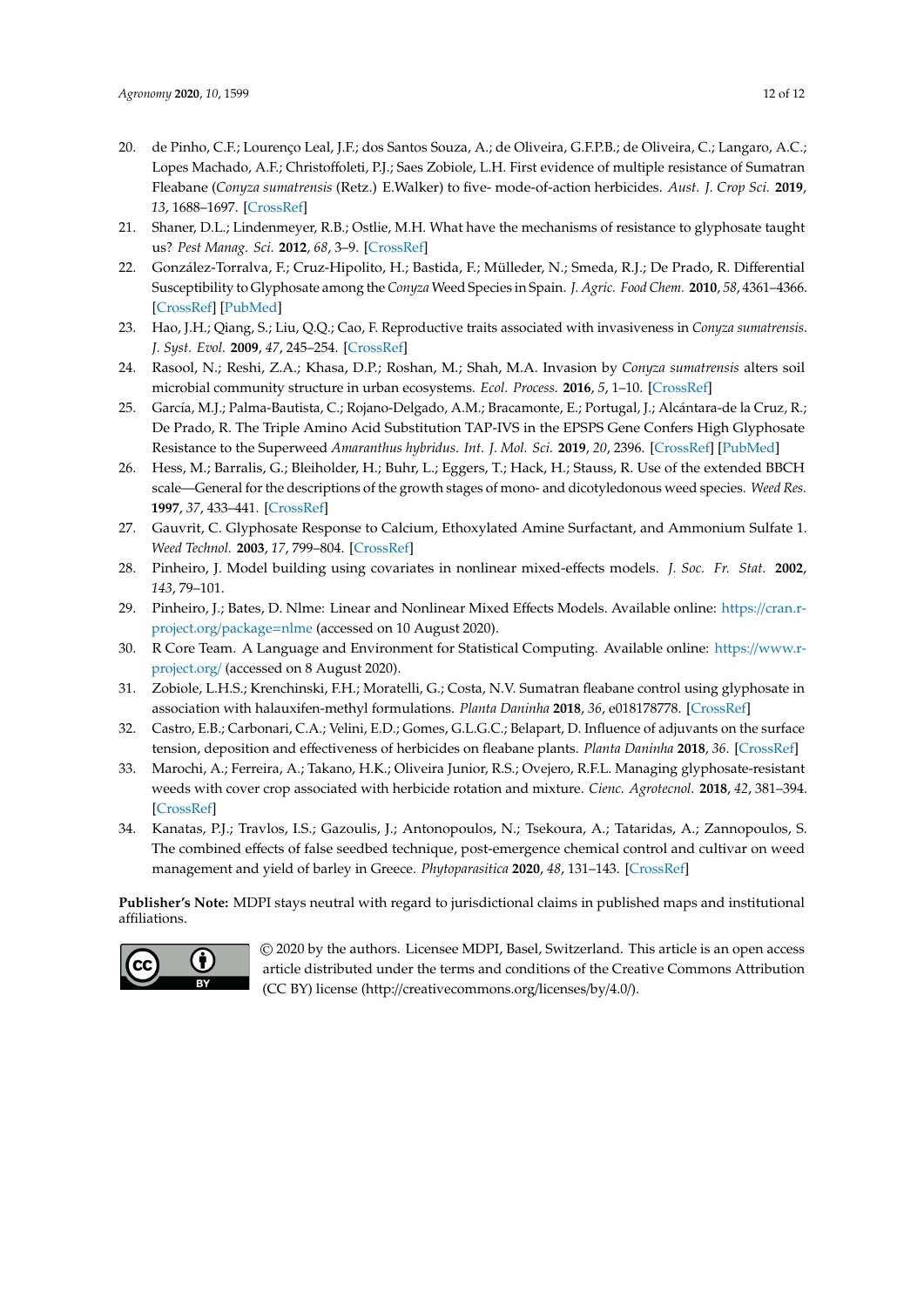20. de Pinho, C.F.; Lourenço Leal, J.F.; dos Santos Souza, A.; de Oliveira, G.F.P.B.; de Oliveira, C.; Langaro, A.C.; Lopes Machado, A.F.; Christoffoleti, P.J.; Saes Zobiole, L.H. First evidence of multiple resistance of Sumatran Fleabane (*Conyza sumatrensis* (Retz.) E.Walker) to five- mode-of-action herbicides. *Aust. J. Crop Sci.* **2019**, *13*, 1688–1697. [CrossRef]
21. Shaner, D.L.; Lindenmeyer, R.B.; Ostlie, M.H. What have the mechanisms of resistance to glyphosate taught us? *Pest Manag. Sci.* **2012**, *68*, 3–9. [CrossRef]
22. González-Torralva, F.; Cruz-Hipolito, H.; Bastida, F.; Mülleder, N.; Smeda, R.J.; De Prado, R. Differential Susceptibility to Glyphosate among the *Conyza* Weed Species in Spain. *J. Agric. Food Chem.* **2010**, *58*, 4361–4366. [CrossRef] [PubMed]
23. Hao, J.H.; Qiang, S.; Liu, Q.Q.; Cao, F. Reproductive traits associated with invasiveness in *Conyza sumatrensis*. *J. Syst. Evol.* **2009**, *47*, 245–254. [CrossRef]
24. Rasool, N.; Reshi, Z.A.; Khasa, D.P.; Roshan, M.; Shah, M.A. Invasion by *Conyza sumatrensis* alters soil microbial community structure in urban ecosystems. *Ecol. Process.* **2016**, *5*, 1–10. [CrossRef]
25. García, M.J.; Palma-Bautista, C.; Rojano-Delgado, A.M.; Bracamonte, E.; Portugal, J.; Alcántara-de la Cruz, R.; De Prado, R. The Triple Amino Acid Substitution TAP-IVS in the EPSPS Gene Confers High Glyphosate Resistance to the Superweed *Amaranthus hybridus*. *Int. J. Mol. Sci.* **2019**, *20*, 2396. [CrossRef] [PubMed]
26. Hess, M.; Barralis, G.; Bleiholder, H.; Buhr, L.; Eggers, T.; Hack, H.; Stauss, R. Use of the extended BBCH scale—General for the descriptions of the growth stages of mono- and dicotyledonous weed species. *Weed Res.* **1997**, *37*, 433–441. [CrossRef]
27. Gauvrit, C. Glyphosate Response to Calcium, Ethoxylated Amine Surfactant, and Ammonium Sulfate 1. *Weed Technol.* **2003**, *17*, 799–804. [CrossRef]
28. Pinheiro, J. Model building using covariates in nonlinear mixed-effects models. *J. Soc. Fr. Stat.* **2002**, *143*, 79–101.
29. Pinheiro, J.; Bates, D. Nlme: Linear and Nonlinear Mixed Effects Models. Available online: https://cran.r-project.org/package=nlme (accessed on 10 August 2020).
30. R Core Team. A Language and Environment for Statistical Computing. Available online: https://www.r-project.org/ (accessed on 8 August 2020).
31. Zobiole, L.H.S.; Krenchinski, F.H.; Moratelli, G.; Costa, N.V. Sumatran fleabane control using glyphosate in association with halauxifen-methyl formulations. *Planta Daninha* **2018**, *36*, e018178778. [CrossRef]
32. Castro, E.B.; Carbonari, C.A.; Velini, E.D.; Gomes, G.L.G.C.; Belapart, D. Influence of adjuvants on the surface tension, deposition and effectiveness of herbicides on fleabane plants. *Planta Daninha* **2018**, *36*. [CrossRef]
33. Marochi, A.; Ferreira, A.; Takano, H.K.; Oliveira Junior, R.S.; Ovejero, R.F.L. Managing glyphosate-resistant weeds with cover crop associated with herbicide rotation and mixture. *Cienc. Agrotecnol.* **2018**, *42*, 381–394. [CrossRef]
34. Kanatas, P.J.; Travlos, I.S.; Gazoulis, J.; Antonopoulos, N.; Tsekoura, A.; Tataridas, A.; Zannopoulos, S. The combined effects of false seedbed technique, post-emergence chemical control and cultivar on weed management and yield of barley in Greece. *Phytoparasitica* **2020**, *48*, 131–143. [CrossRef]

**Publisher's Note:** MDPI stays neutral with regard to jurisdictional claims in published maps and institutional affiliations.

© 2020 by the authors. Licensee MDPI, Basel, Switzerland. This article is an open access article distributed under the terms and conditions of the Creative Commons Attribution (CC BY) license (http://creativecommons.org/licenses/by/4.0/).